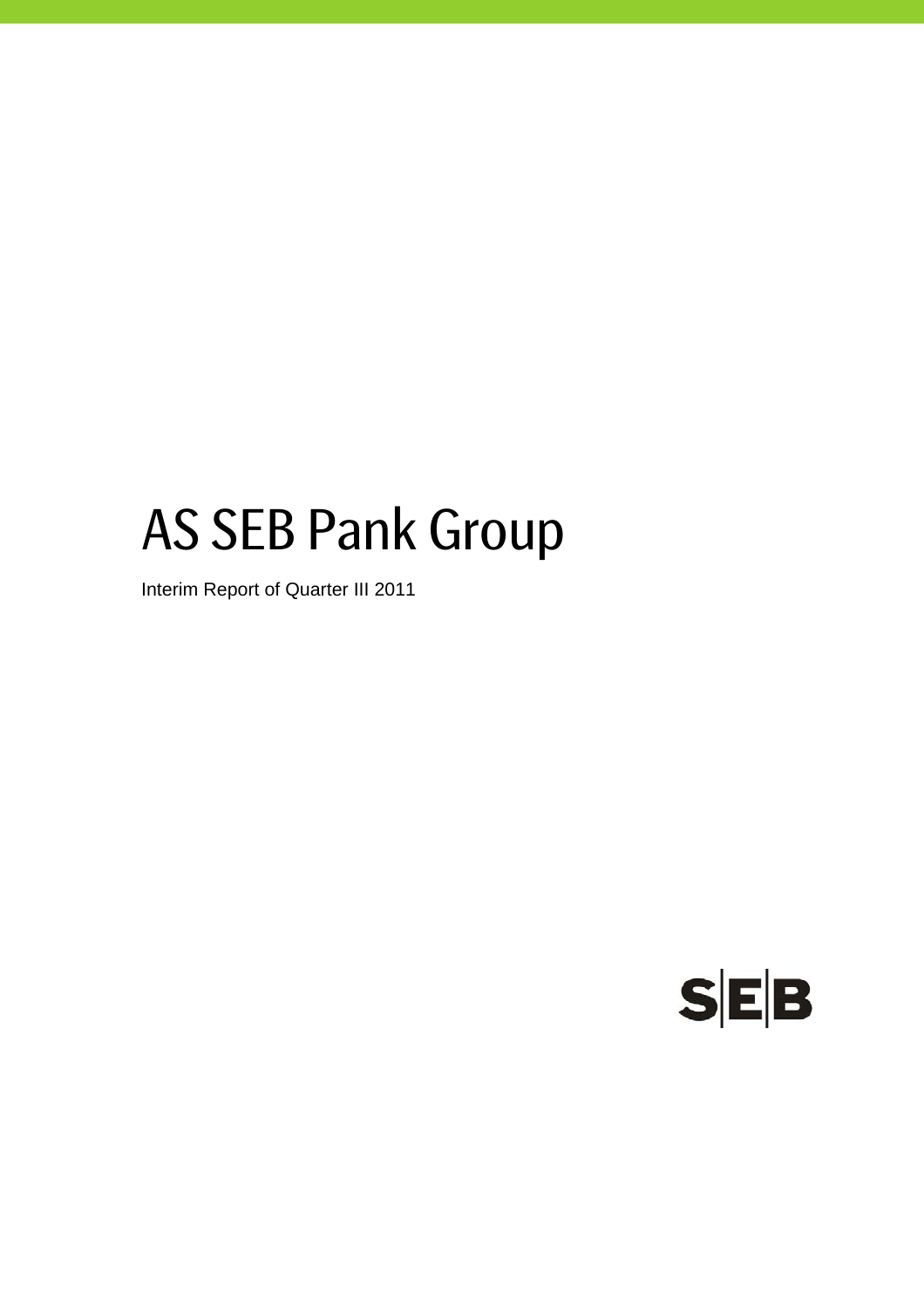# AS SEB Pank Group

Interim Report of Quarter III 2011

SEB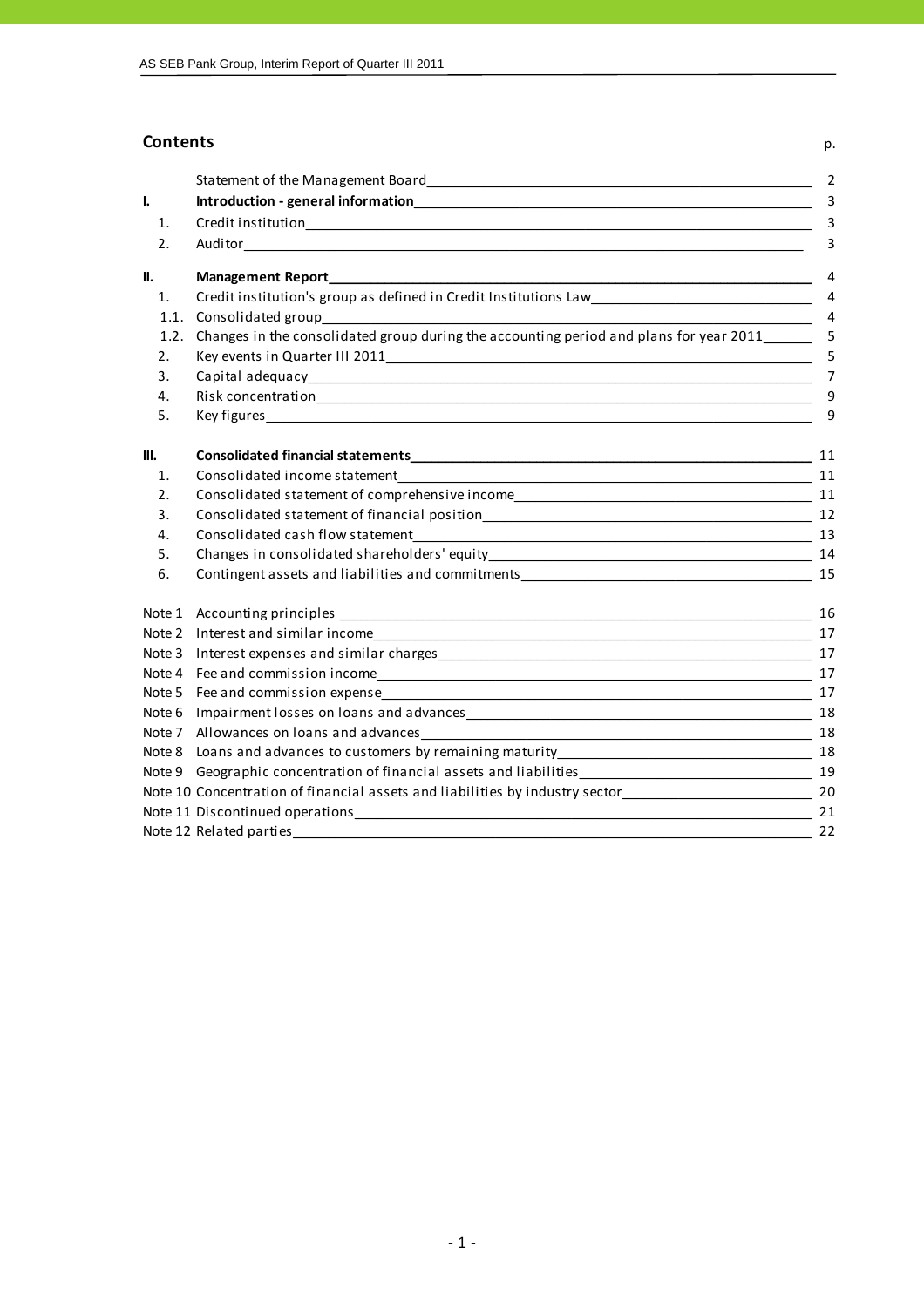## Contents

| | | p. |
|---|---|---|
| | Statement of the Management Board | 2 |
| **I.** | **Introduction - general information** | 3 |
| 1. | Credit institution | 3 |
| 2. | Auditor | 3 |
| **II.** | **Management Report** | 4 |
| 1. | Credit institution's group as defined in Credit Institutions Law | 4 |
| 1.1. | Consolidated group | 4 |
| 1.2. | Changes in the consolidated group during the accounting period and plans for year 2011 | 5 |
| 2. | Key events in Quarter III 2011 | 5 |
| 3. | Capital adequacy | 7 |
| 4. | Risk concentration | 9 |
| 5. | Key figures | 9 |
| **III.** | **Consolidated financial statements** | 11 |
| 1. | Consolidated income statement | 11 |
| 2. | Consolidated statement of comprehensive income | 11 |
| 3. | Consolidated statement of financial position | 12 |
| 4. | Consolidated cash flow statement | 13 |
| 5. | Changes in consolidated shareholders' equity | 14 |
| 6. | Contingent assets and liabilities and commitments | 15 |
| Note 1 | Accounting principles | 16 |
| Note 2 | Interest and similar income | 17 |
| Note 3 | Interest expenses and similar charges | 17 |
| Note 4 | Fee and commission income | 17 |
| Note 5 | Fee and commission expense | 17 |
| Note 6 | Impairment losses on loans and advances | 18 |
| Note 7 | Allowances on loans and advances | 18 |
| Note 8 | Loans and advances to customers by remaining maturity | 18 |
| Note 9 | Geographic concentration of financial assets and liabilities | 19 |
| Note 10 | Concentration of financial assets and liabilities by industry sector | 20 |
| Note 11 | Discontinued operations | 21 |
| Note 12 | Related parties | 22 |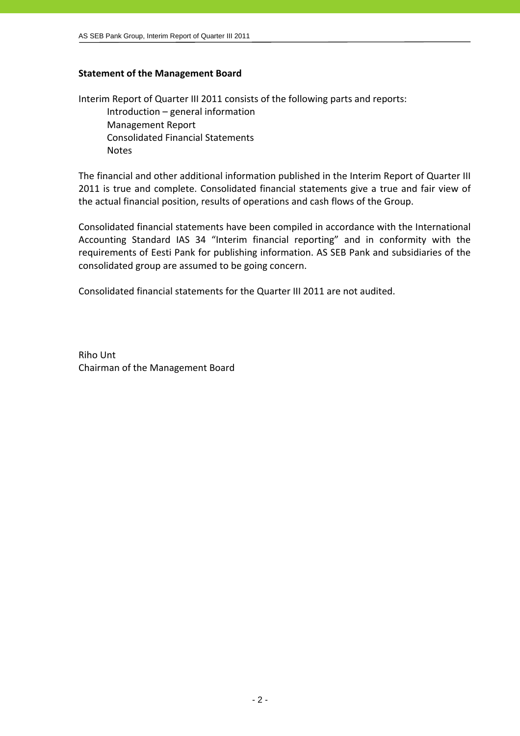### Statement of the Management Board

Interim Report of Quarter III 2011 consists of the following parts and reports:

- Introduction – general information
- Management Report
- Consolidated Financial Statements
- Notes

The financial and other additional information published in the Interim Report of Quarter III 2011 is true and complete. Consolidated financial statements give a true and fair view of the actual financial position, results of operations and cash flows of the Group.

Consolidated financial statements have been compiled in accordance with the International Accounting Standard IAS 34 "Interim financial reporting" and in conformity with the requirements of Eesti Pank for publishing information. AS SEB Pank and subsidiaries of the consolidated group are assumed to be going concern.

Consolidated financial statements for the Quarter III 2011 are not audited.

Riho Unt
Chairman of the Management Board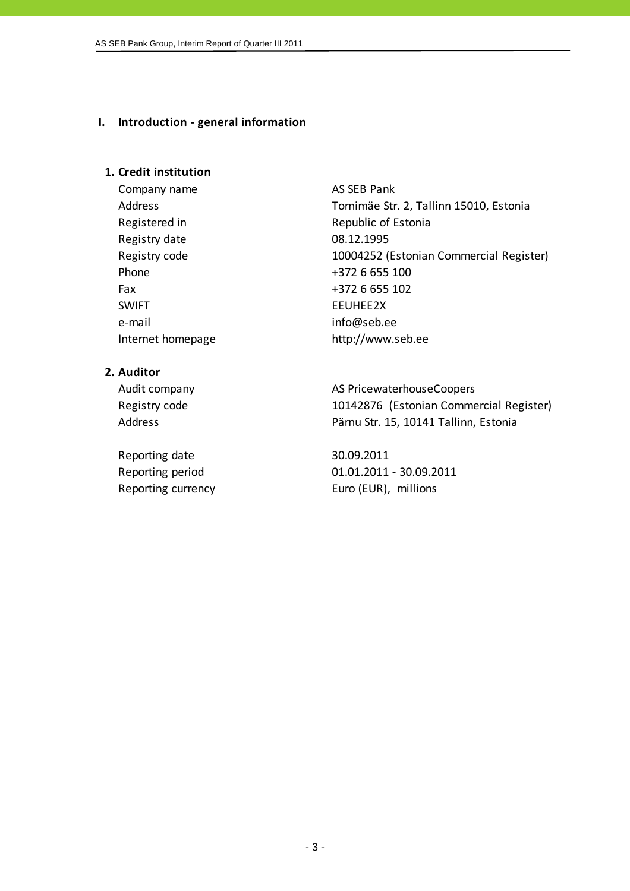# I. Introduction - general information

## 1. Credit institution

| | |
|---|---|
| Company name | AS SEB Pank |
| Address | Tornimäe Str. 2, Tallinn 15010, Estonia |
| Registered in | Republic of Estonia |
| Registry date | 08.12.1995 |
| Registry code | 10004252 (Estonian Commercial Register) |
| Phone | +372 6 655 100 |
| Fax | +372 6 655 102 |
| SWIFT | EEUHEE2X |
| e-mail | info@seb.ee |
| Internet homepage | http://www.seb.ee |

## 2. Auditor

| | |
|---|---|
| Audit company | AS PricewaterhouseCoopers |
| Registry code | 10142876 (Estonian Commercial Register) |
| Address | Pärnu Str. 15, 10141 Tallinn, Estonia |

| | |
|---|---|
| Reporting date | 30.09.2011 |
| Reporting period | 01.01.2011 - 30.09.2011 |
| Reporting currency | Euro (EUR), millions |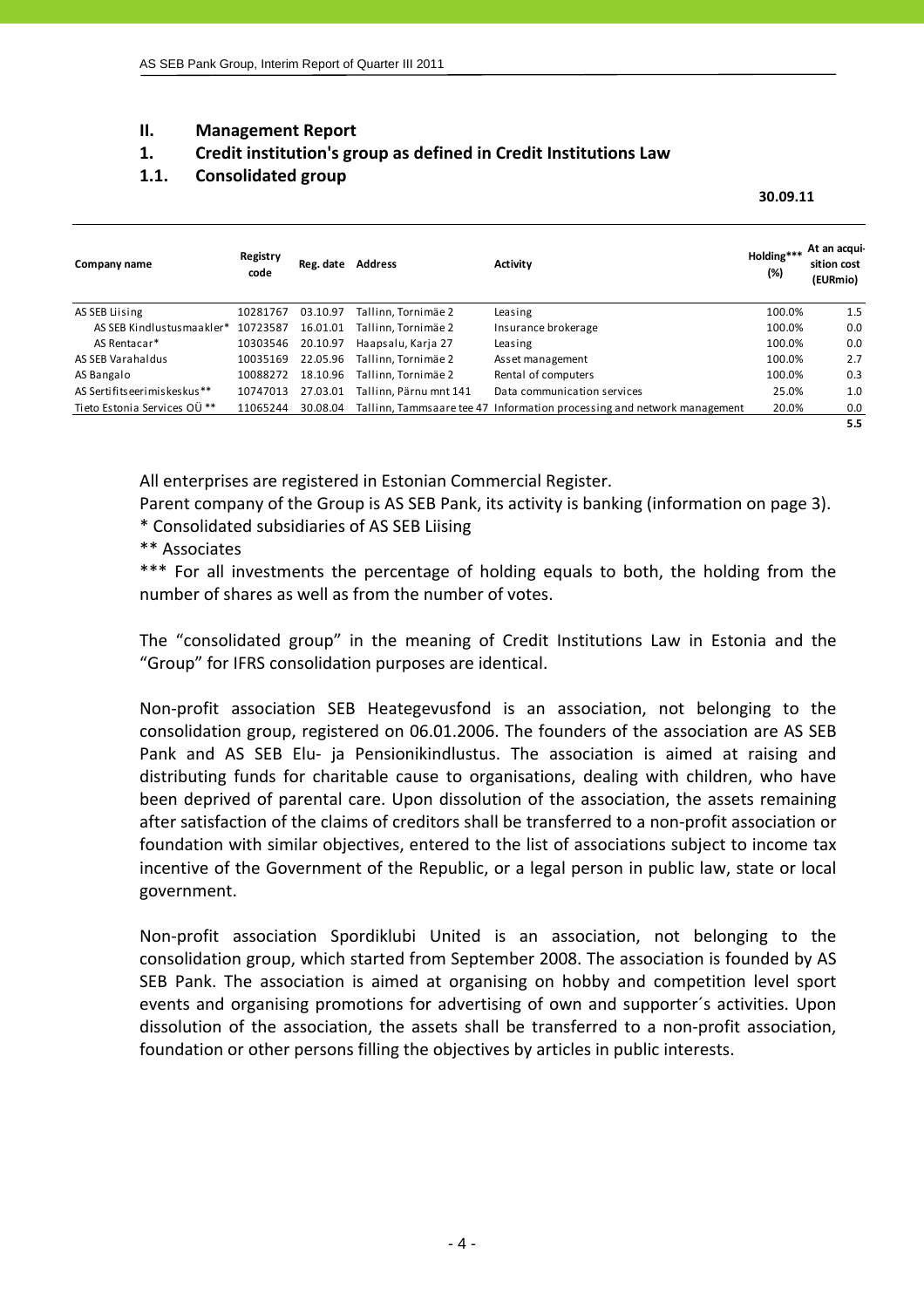## II. Management Report

### 1. Credit institution's group as defined in Credit Institutions Law

### 1.1. Consolidated group

**30.09.11**

| Company name | Registry code | Reg. date | Address | Activity | Holding*** (%) | At an acquisition cost (EURmio) |
|---|---|---|---|---|---|---|
| AS SEB Liising | 10281767 | 03.10.97 | Tallinn, Tornimäe 2 | Leasing | 100.0% | 1.5 |
| AS SEB Kindlustusmaakler* | 10723587 | 16.01.01 | Tallinn, Tornimäe 2 | Insurance brokerage | 100.0% | 0.0 |
| AS Rentacar* | 10303546 | 20.10.97 | Haapsalu, Karja 27 | Leasing | 100.0% | 0.0 |
| AS SEB Varahaldus | 10035169 | 22.05.96 | Tallinn, Tornimäe 2 | Asset management | 100.0% | 2.7 |
| AS Bangalo | 10088272 | 18.10.96 | Tallinn, Tornimäe 2 | Rental of computers | 100.0% | 0.3 |
| AS Sertifitseerimiskeskus** | 10747013 | 27.03.01 | Tallinn, Pärnu mnt 141 | Data communication services | 25.0% | 1.0 |
| Tieto Estonia Services OÜ ** | 11065244 | 30.08.04 | Tallinn, Tammsaare tee 47 | Information processing and network management | 20.0% | 0.0 |
| | | | | | | **5.5** |

All enterprises are registered in Estonian Commercial Register.

Parent company of the Group is AS SEB Pank, its activity is banking (information on page 3).

\* Consolidated subsidiaries of AS SEB Liising

** Associates

*** For all investments the percentage of holding equals to both, the holding from the number of shares as well as from the number of votes.

The "consolidated group" in the meaning of Credit Institutions Law in Estonia and the "Group" for IFRS consolidation purposes are identical.

Non-profit association SEB Heategevusfond is an association, not belonging to the consolidation group, registered on 06.01.2006. The founders of the association are AS SEB Pank and AS SEB Elu- ja Pensionikindlustus. The association is aimed at raising and distributing funds for charitable cause to organisations, dealing with children, who have been deprived of parental care. Upon dissolution of the association, the assets remaining after satisfaction of the claims of creditors shall be transferred to a non-profit association or foundation with similar objectives, entered to the list of associations subject to income tax incentive of the Government of the Republic, or a legal person in public law, state or local government.

Non-profit association Spordiklubi United is an association, not belonging to the consolidation group, which started from September 2008. The association is founded by AS SEB Pank. The association is aimed at organising on hobby and competition level sport events and organising promotions for advertising of own and supporter´s activities. Upon dissolution of the association, the assets shall be transferred to a non-profit association, foundation or other persons filling the objectives by articles in public interests.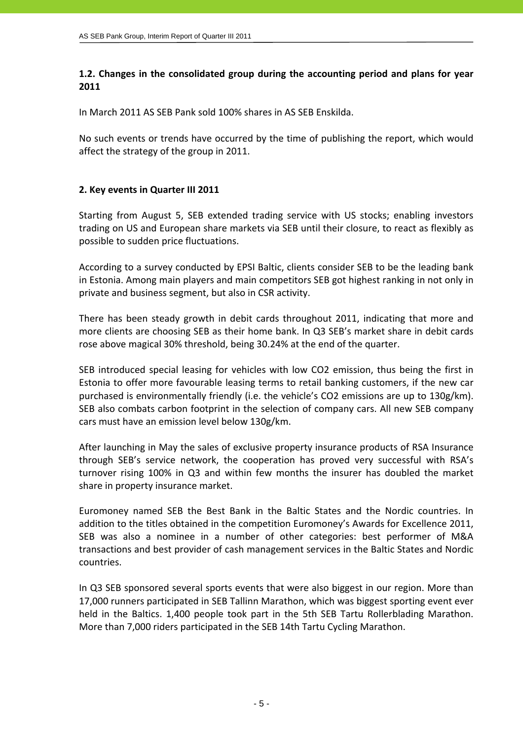## 1.2. Changes in the consolidated group during the accounting period and plans for year 2011

In March 2011 AS SEB Pank sold 100% shares in AS SEB Enskilda.

No such events or trends have occurred by the time of publishing the report, which would affect the strategy of the group in 2011.

## 2. Key events in Quarter III 2011

Starting from August 5, SEB extended trading service with US stocks; enabling investors trading on US and European share markets via SEB until their closure, to react as flexibly as possible to sudden price fluctuations.

According to a survey conducted by EPSI Baltic, clients consider SEB to be the leading bank in Estonia. Among main players and main competitors SEB got highest ranking in not only in private and business segment, but also in CSR activity.

There has been steady growth in debit cards throughout 2011, indicating that more and more clients are choosing SEB as their home bank. In Q3 SEB's market share in debit cards rose above magical 30% threshold, being 30.24% at the end of the quarter.

SEB introduced special leasing for vehicles with low $CO_2$ emission, thus being the first in Estonia to offer more favourable leasing terms to retail banking customers, if the new car purchased is environmentally friendly (i.e. the vehicle's $CO_2$ emissions are up to 130g/km). SEB also combats carbon footprint in the selection of company cars. All new SEB company cars must have an emission level below 130g/km.

After launching in May the sales of exclusive property insurance products of RSA Insurance through SEB's service network, the cooperation has proved very successful with RSA's turnover rising 100% in Q3 and within few months the insurer has doubled the market share in property insurance market.

Euromoney named SEB the Best Bank in the Baltic States and the Nordic countries. In addition to the titles obtained in the competition Euromoney's Awards for Excellence 2011, SEB was also a nominee in a number of other categories: best performer of M&A transactions and best provider of cash management services in the Baltic States and Nordic countries.

In Q3 SEB sponsored several sports events that were also biggest in our region. More than 17,000 runners participated in SEB Tallinn Marathon, which was biggest sporting event ever held in the Baltics. 1,400 people took part in the 5th SEB Tartu Rollerblading Marathon. More than 7,000 riders participated in the SEB 14th Tartu Cycling Marathon.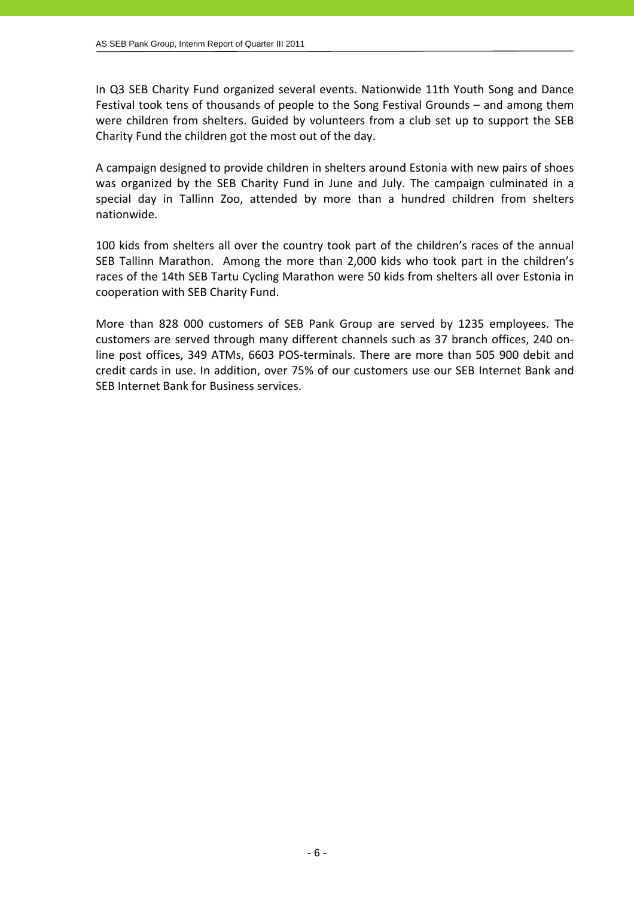In Q3 SEB Charity Fund organized several events. Nationwide 11th Youth Song and Dance Festival took tens of thousands of people to the Song Festival Grounds – and among them were children from shelters. Guided by volunteers from a club set up to support the SEB Charity Fund the children got the most out of the day.

A campaign designed to provide children in shelters around Estonia with new pairs of shoes was organized by the SEB Charity Fund in June and July. The campaign culminated in a special day in Tallinn Zoo, attended by more than a hundred children from shelters nationwide.

100 kids from shelters all over the country took part of the children's races of the annual SEB Tallinn Marathon.  Among the more than 2,000 kids who took part in the children's races of the 14th SEB Tartu Cycling Marathon were 50 kids from shelters all over Estonia in cooperation with SEB Charity Fund.

More than 828 000 customers of SEB Pank Group are served by 1235 employees. The customers are served through many different channels such as 37 branch offices, 240 on-line post offices, 349 ATMs, 6603 POS-terminals. There are more than 505 900 debit and credit cards in use. In addition, over 75% of our customers use our SEB Internet Bank and SEB Internet Bank for Business services.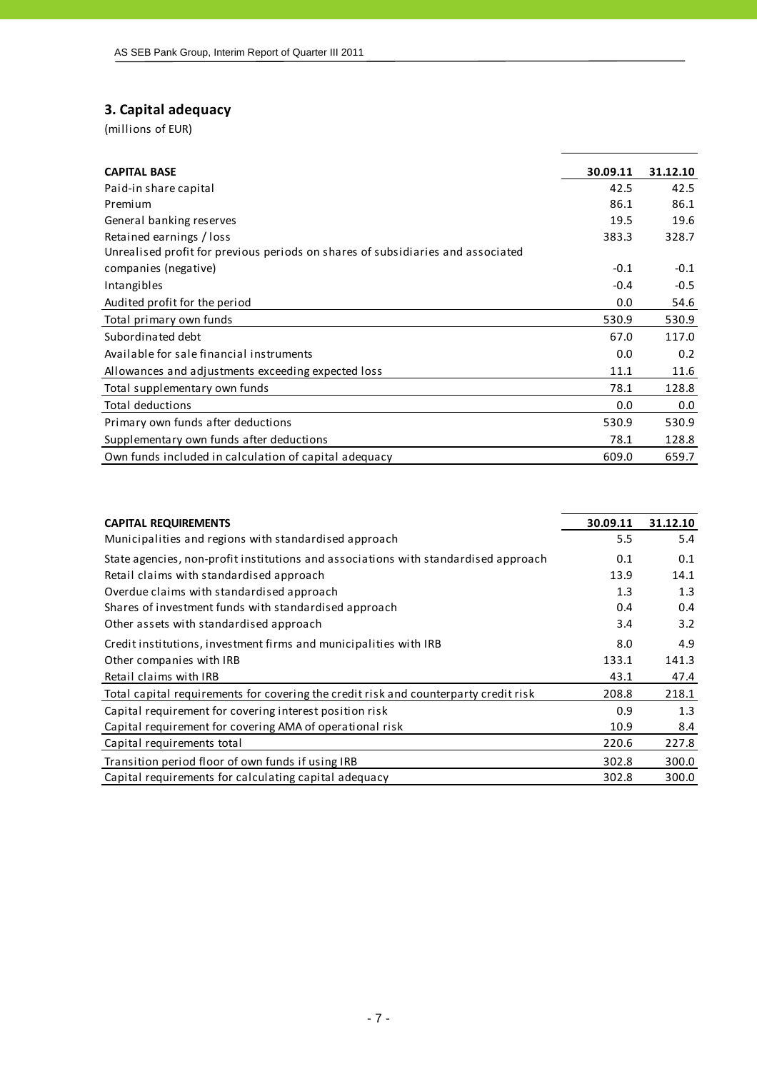## 3. Capital adequacy

(millions of EUR)

| CAPITAL BASE | 30.09.11 | 31.12.10 |
|---|---|---|
| Paid-in share capital | 42.5 | 42.5 |
| Premium | 86.1 | 86.1 |
| General banking reserves | 19.5 | 19.6 |
| Retained earnings / loss | 383.3 | 328.7 |
| Unrealised profit for previous periods on shares of subsidiaries and associated companies (negative) | -0.1 | -0.1 |
| Intangibles | -0.4 | -0.5 |
| Audited profit for the period | 0.0 | 54.6 |
| Total primary own funds | 530.9 | 530.9 |
| Subordinated debt | 67.0 | 117.0 |
| Available for sale financial instruments | 0.0 | 0.2 |
| Allowances and adjustments exceeding expected loss | 11.1 | 11.6 |
| Total supplementary own funds | 78.1 | 128.8 |
| Total deductions | 0.0 | 0.0 |
| Primary own funds after deductions | 530.9 | 530.9 |
| Supplementary own funds after deductions | 78.1 | 128.8 |
| Own funds included in calculation of capital adequacy | 609.0 | 659.7 |

| CAPITAL REQUIREMENTS | 30.09.11 | 31.12.10 |
|---|---|---|
| Municipalities and regions with standardised approach | 5.5 | 5.4 |
| State agencies, non-profit institutions and associations with standardised approach | 0.1 | 0.1 |
| Retail claims with standardised approach | 13.9 | 14.1 |
| Overdue claims with standardised approach | 1.3 | 1.3 |
| Shares of investment funds with standardised approach | 0.4 | 0.4 |
| Other assets with standardised approach | 3.4 | 3.2 |
| Credit institutions, investment firms and municipalities with IRB | 8.0 | 4.9 |
| Other companies with IRB | 133.1 | 141.3 |
| Retail claims with IRB | 43.1 | 47.4 |
| Total capital requirements for covering the credit risk and counterparty credit risk | 208.8 | 218.1 |
| Capital requirement for covering interest position risk | 0.9 | 1.3 |
| Capital requirement for covering AMA of operational risk | 10.9 | 8.4 |
| Capital requirements total | 220.6 | 227.8 |
| Transition period floor of own funds if using IRB | 302.8 | 300.0 |
| Capital requirements for calculating capital adequacy | 302.8 | 300.0 |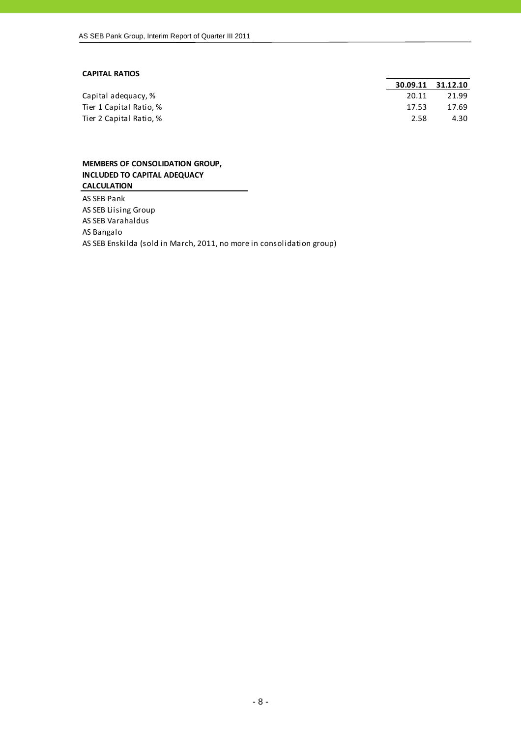**CAPITAL RATIOS**

| | 30.09.11 | 31.12.10 |
|---|---|---|
| Capital adequacy, % | 20.11 | 21.99 |
| Tier 1 Capital Ratio, % | 17.53 | 17.69 |
| Tier 2 Capital Ratio, % | 2.58 | 4.30 |

**MEMBERS OF CONSOLIDATION GROUP, INCLUDED TO CAPITAL ADEQUACY CALCULATION**

AS SEB Pank
AS SEB Liising Group
AS SEB Varahaldus
AS Bangalo
AS SEB Enskilda (sold in March, 2011, no more in consolidation group)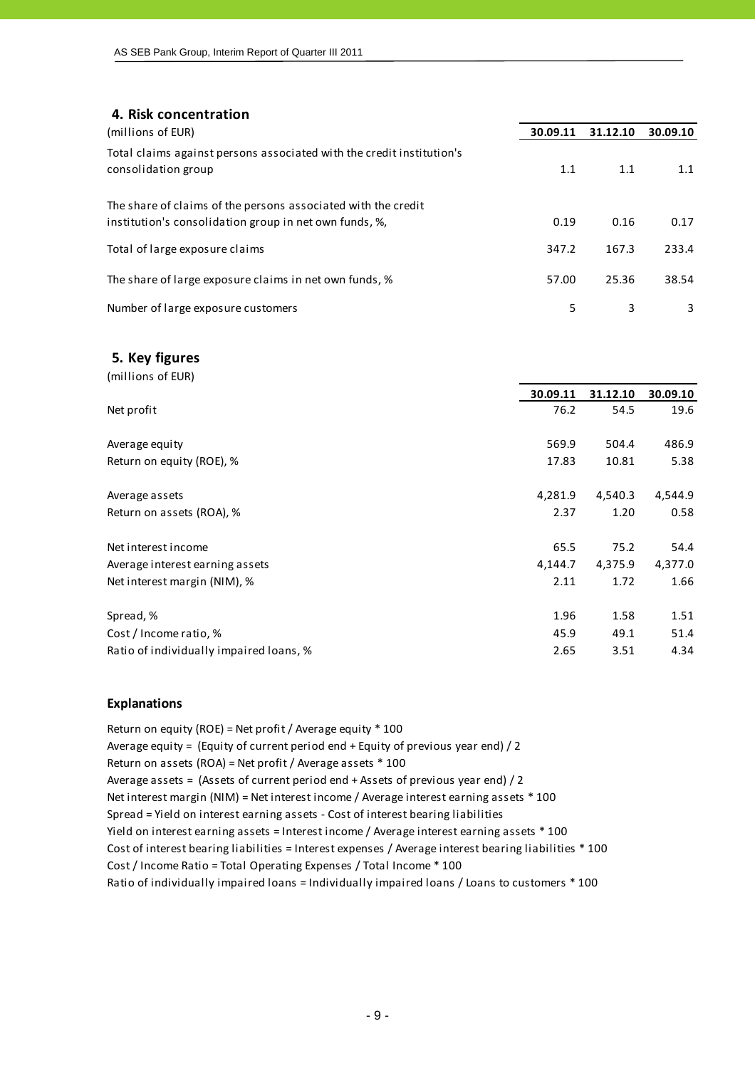## 4. Risk concentration

| (millions of EUR) | 30.09.11 | 31.12.10 | 30.09.10 |
|---|---|---|---|
| Total claims against persons associated with the credit institution's consolidation group | 1.1 | 1.1 | 1.1 |
| The share of claims of the persons associated with the credit institution's consolidation group in net own funds, %, | 0.19 | 0.16 | 0.17 |
| Total of large exposure claims | 347.2 | 167.3 | 233.4 |
| The share of large exposure claims in net own funds, % | 57.00 | 25.36 | 38.54 |
| Number of large exposure customers | 5 | 3 | 3 |

## 5. Key figures

(millions of EUR)

| | 30.09.11 | 31.12.10 | 30.09.10 |
|---|---|---|---|
| Net profit | 76.2 | 54.5 | 19.6 |
| Average equity | 569.9 | 504.4 | 486.9 |
| Return on equity (ROE), % | 17.83 | 10.81 | 5.38 |
| Average assets | 4,281.9 | 4,540.3 | 4,544.9 |
| Return on assets (ROA), % | 2.37 | 1.20 | 0.58 |
| Net interest income | 65.5 | 75.2 | 54.4 |
| Average interest earning assets | 4,144.7 | 4,375.9 | 4,377.0 |
| Net interest margin (NIM), % | 2.11 | 1.72 | 1.66 |
| Spread, % | 1.96 | 1.58 | 1.51 |
| Cost / Income ratio, % | 45.9 | 49.1 | 51.4 |
| Ratio of individually impaired loans, % | 2.65 | 3.51 | 4.34 |

### Explanations

Return on equity (ROE) = Net profit / Average equity * 100
Average equity = (Equity of current period end + Equity of previous year end) / 2
Return on assets (ROA) = Net profit / Average assets * 100
Average assets = (Assets of current period end + Assets of previous year end) / 2
Net interest margin (NIM) = Net interest income / Average interest earning assets * 100
Spread = Yield on interest earning assets - Cost of interest bearing liabilities
Yield on interest earning assets = Interest income / Average interest earning assets * 100
Cost of interest bearing liabilities = Interest expenses / Average interest bearing liabilities * 100
Cost / Income Ratio = Total Operating Expenses / Total Income * 100
Ratio of individually impaired loans = Individually impaired loans / Loans to customers * 100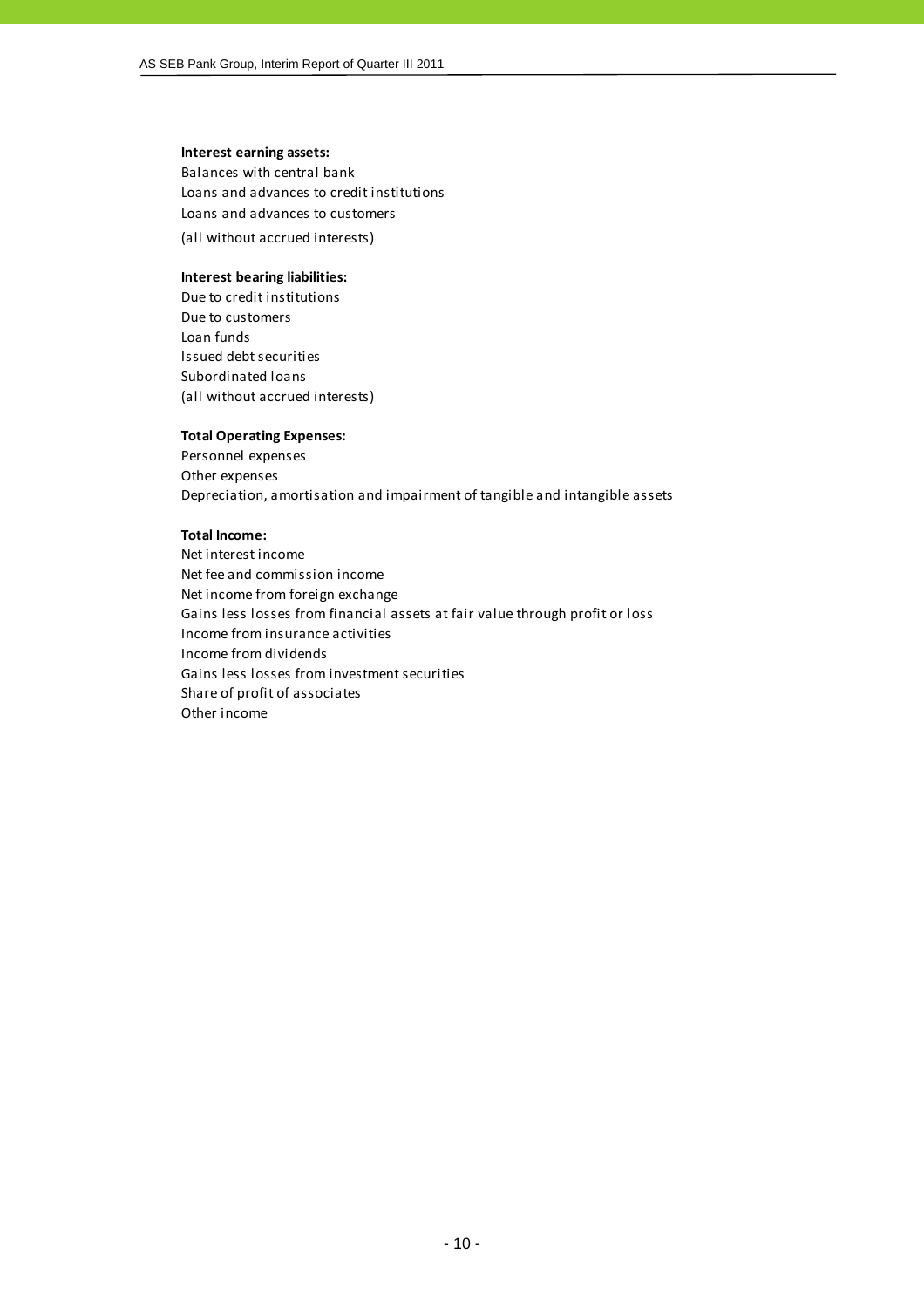**Interest earning assets:**

Balances with central bank
Loans and advances to credit institutions
Loans and advances to customers
(all without accrued interests)

**Interest bearing liabilities:**

Due to credit institutions
Due to customers
Loan funds
Issued debt securities
Subordinated loans
(all without accrued interests)

**Total Operating Expenses:**

Personnel expenses
Other expenses
Depreciation, amortisation and impairment of tangible and intangible assets

**Total Income:**

Net interest income
Net fee and commission income
Net income from foreign exchange
Gains less losses from financial assets at fair value through profit or loss
Income from insurance activities
Income from dividends
Gains less losses from investment securities
Share of profit of associates
Other income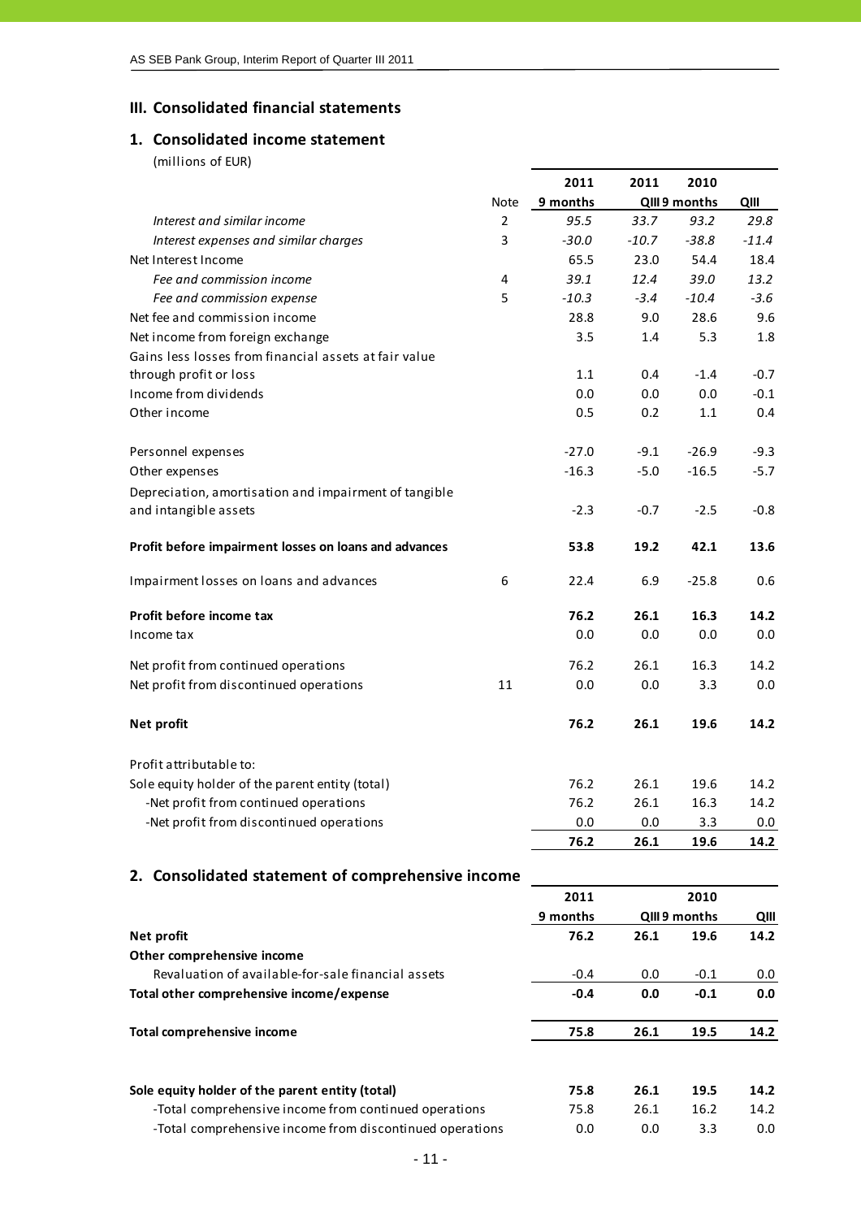## III. Consolidated financial statements

### 1. Consolidated income statement

(millions of EUR)

| | Note | 2011 9 months | 2011 QIII | 2010 9 months | 2010 QIII |
|---|---|---|---|---|---|
| *Interest and similar income* | 2 | *95.5* | *33.7* | *93.2* | *29.8* |
| *Interest expenses and similar charges* | 3 | *-30.0* | *-10.7* | *-38.8* | *-11.4* |
| Net Interest Income | | 65.5 | 23.0 | 54.4 | 18.4 |
| *Fee and commission income* | 4 | *39.1* | *12.4* | *39.0* | *13.2* |
| *Fee and commission expense* | 5 | *-10.3* | *-3.4* | *-10.4* | *-3.6* |
| Net fee and commission income | | 28.8 | 9.0 | 28.6 | 9.6 |
| Net income from foreign exchange | | 3.5 | 1.4 | 5.3 | 1.8 |
| Gains less losses from financial assets at fair value through profit or loss | | 1.1 | 0.4 | -1.4 | -0.7 |
| Income from dividends | | 0.0 | 0.0 | 0.0 | -0.1 |
| Other income | | 0.5 | 0.2 | 1.1 | 0.4 |
| Personnel expenses | | -27.0 | -9.1 | -26.9 | -9.3 |
| Other expenses | | -16.3 | -5.0 | -16.5 | -5.7 |
| Depreciation, amortisation and impairment of tangible and intangible assets | | -2.3 | -0.7 | -2.5 | -0.8 |
| **Profit before impairment losses on loans and advances** | | **53.8** | **19.2** | **42.1** | **13.6** |
| Impairment losses on loans and advances | 6 | 22.4 | 6.9 | -25.8 | 0.6 |
| **Profit before income tax** | | **76.2** | **26.1** | **16.3** | **14.2** |
| Income tax | | 0.0 | 0.0 | 0.0 | 0.0 |
| Net profit from continued operations | | 76.2 | 26.1 | 16.3 | 14.2 |
| Net profit from discontinued operations | 11 | 0.0 | 0.0 | 3.3 | 0.0 |
| **Net profit** | | **76.2** | **26.1** | **19.6** | **14.2** |
| Profit attributable to: | | | | | |
| Sole equity holder of the parent entity (total) | | 76.2 | 26.1 | 19.6 | 14.2 |
| -Net profit from continued operations | | 76.2 | 26.1 | 16.3 | 14.2 |
| -Net profit from discontinued operations | | 0.0 | 0.0 | 3.3 | 0.0 |
| | | **76.2** | **26.1** | **19.6** | **14.2** |

### 2. Consolidated statement of comprehensive income

| | 2011 9 months | 2011 QIII | 2010 9 months | 2010 QIII |
|---|---|---|---|---|
| **Net profit** | **76.2** | **26.1** | **19.6** | **14.2** |
| **Other comprehensive income** | | | | |
| Revaluation of available-for-sale financial assets | -0.4 | 0.0 | -0.1 | 0.0 |
| **Total other comprehensive income/expense** | **-0.4** | **0.0** | **-0.1** | **0.0** |
| **Total comprehensive income** | **75.8** | **26.1** | **19.5** | **14.2** |
| **Sole equity holder of the parent entity (total)** | **75.8** | **26.1** | **19.5** | **14.2** |
| -Total comprehensive income from continued operations | 75.8 | 26.1 | 16.2 | 14.2 |
| -Total comprehensive income from discontinued operations | 0.0 | 0.0 | 3.3 | 0.0 |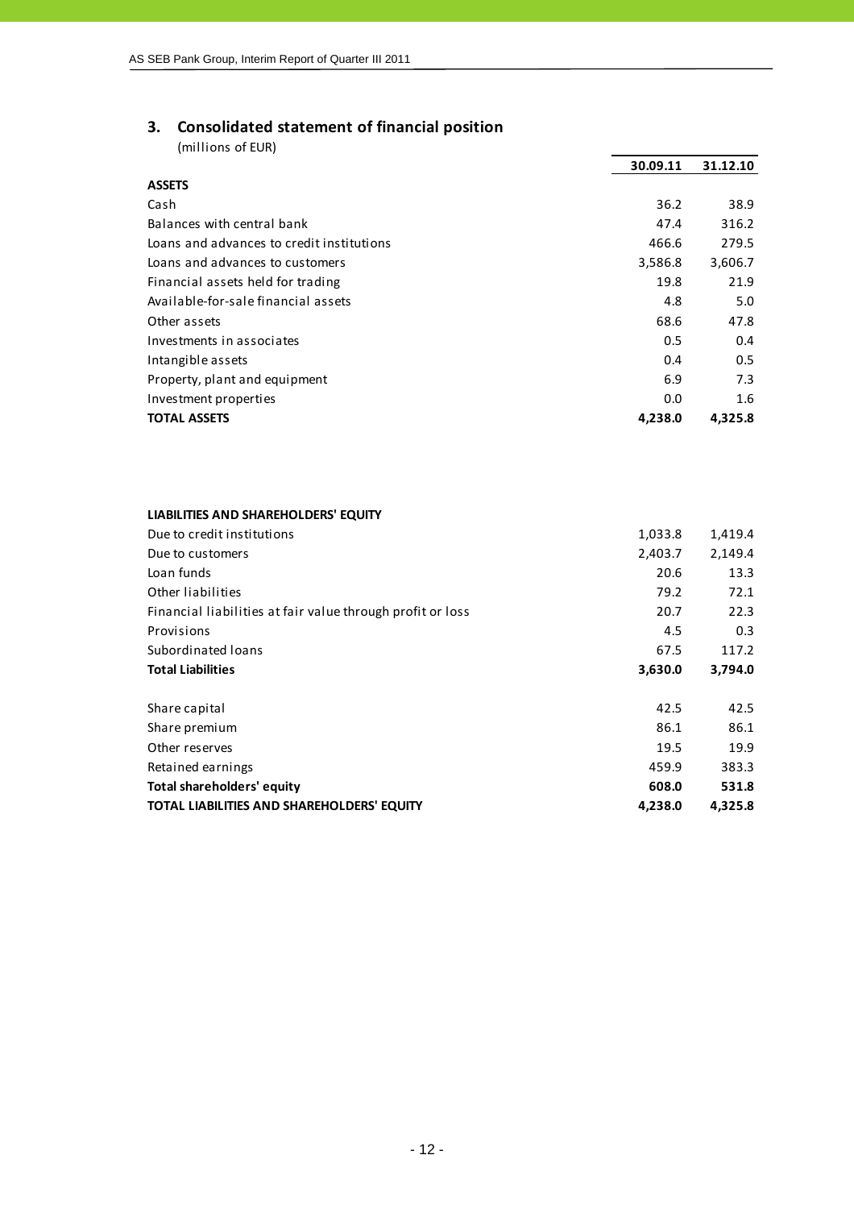## 3. Consolidated statement of financial position

(millions of EUR)

| | 30.09.11 | 31.12.10 |
|---|---|---|
| **ASSETS** | | |
| Cash | 36.2 | 38.9 |
| Balances with central bank | 47.4 | 316.2 |
| Loans and advances to credit institutions | 466.6 | 279.5 |
| Loans and advances to customers | 3,586.8 | 3,606.7 |
| Financial assets held for trading | 19.8 | 21.9 |
| Available-for-sale financial assets | 4.8 | 5.0 |
| Other assets | 68.6 | 47.8 |
| Investments in associates | 0.5 | 0.4 |
| Intangible assets | 0.4 | 0.5 |
| Property, plant and equipment | 6.9 | 7.3 |
| Investment properties | 0.0 | 1.6 |
| **TOTAL ASSETS** | **4,238.0** | **4,325.8** |
| | | |
| **LIABILITIES AND SHAREHOLDERS' EQUITY** | | |
| Due to credit institutions | 1,033.8 | 1,419.4 |
| Due to customers | 2,403.7 | 2,149.4 |
| Loan funds | 20.6 | 13.3 |
| Other liabilities | 79.2 | 72.1 |
| Financial liabilities at fair value through profit or loss | 20.7 | 22.3 |
| Provisions | 4.5 | 0.3 |
| Subordinated loans | 67.5 | 117.2 |
| **Total Liabilities** | **3,630.0** | **3,794.0** |
| | | |
| Share capital | 42.5 | 42.5 |
| Share premium | 86.1 | 86.1 |
| Other reserves | 19.5 | 19.9 |
| Retained earnings | 459.9 | 383.3 |
| **Total shareholders' equity** | **608.0** | **531.8** |
| **TOTAL LIABILITIES AND SHAREHOLDERS' EQUITY** | **4,238.0** | **4,325.8** |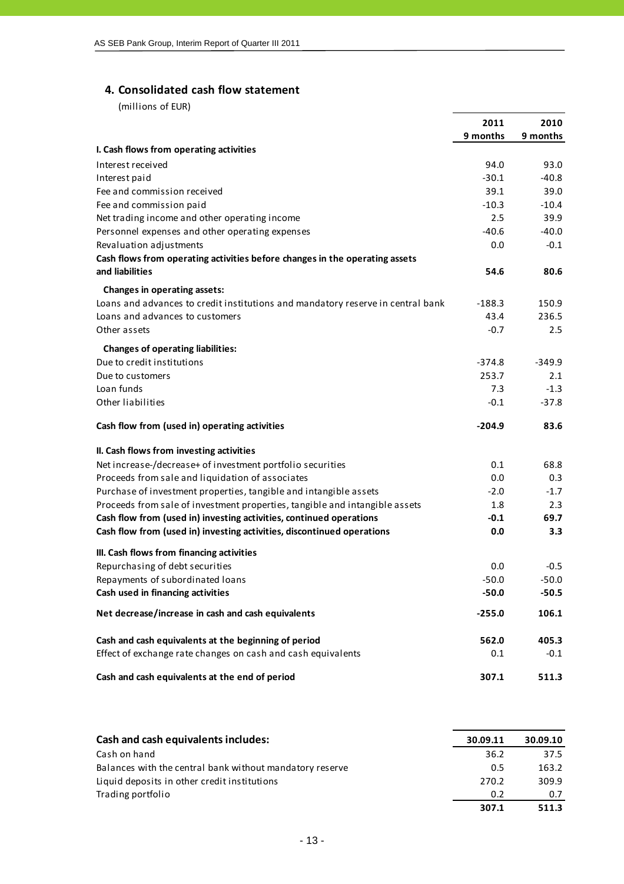## 4. Consolidated cash flow statement

(millions of EUR)

| | 2011 9 months | 2010 9 months |
|---|---|---|
| **I. Cash flows from operating activities** | | |
| Interest received | 94.0 | 93.0 |
| Interest paid | -30.1 | -40.8 |
| Fee and commission received | 39.1 | 39.0 |
| Fee and commission paid | -10.3 | -10.4 |
| Net trading income and other operating income | 2.5 | 39.9 |
| Personnel expenses and other operating expenses | -40.6 | -40.0 |
| Revaluation adjustments | 0.0 | -0.1 |
| **Cash flows from operating activities before changes in the operating assets and liabilities** | **54.6** | **80.6** |
| **Changes in operating assets:** | | |
| Loans and advances to credit institutions and mandatory reserve in central bank | -188.3 | 150.9 |
| Loans and advances to customers | 43.4 | 236.5 |
| Other assets | -0.7 | 2.5 |
| **Changes of operating liabilities:** | | |
| Due to credit institutions | -374.8 | -349.9 |
| Due to customers | 253.7 | 2.1 |
| Loan funds | 7.3 | -1.3 |
| Other liabilities | -0.1 | -37.8 |
| **Cash flow from (used in) operating activities** | **-204.9** | **83.6** |
| **II. Cash flows from investing activities** | | |
| Net increase-/decrease+ of investment portfolio securities | 0.1 | 68.8 |
| Proceeds from sale and liquidation of associates | 0.0 | 0.3 |
| Purchase of investment properties, tangible and intangible assets | -2.0 | -1.7 |
| Proceeds from sale of investment properties, tangible and intangible assets | 1.8 | 2.3 |
| **Cash flow from (used in) investing activities, continued operations** | **-0.1** | **69.7** |
| **Cash flow from (used in) investing activities, discontinued operations** | **0.0** | **3.3** |
| **III. Cash flows from financing activities** | | |
| Repurchasing of debt securities | 0.0 | -0.5 |
| Repayments of subordinated loans | -50.0 | -50.0 |
| **Cash used in financing activities** | **-50.0** | **-50.5** |
| **Net decrease/increase in cash and cash equivalents** | **-255.0** | **106.1** |
| **Cash and cash equivalents at the beginning of period** | **562.0** | **405.3** |
| Effect of exchange rate changes on cash and cash equivalents | 0.1 | -0.1 |
| **Cash and cash equivalents at the end of period** | **307.1** | **511.3** |

| **Cash and cash equivalents includes:** | 30.09.11 | 30.09.10 |
|---|---|---|
| Cash on hand | 36.2 | 37.5 |
| Balances with the central bank without mandatory reserve | 0.5 | 163.2 |
| Liquid deposits in other credit institutions | 270.2 | 309.9 |
| Trading portfolio | 0.2 | 0.7 |
| | **307.1** | **511.3** |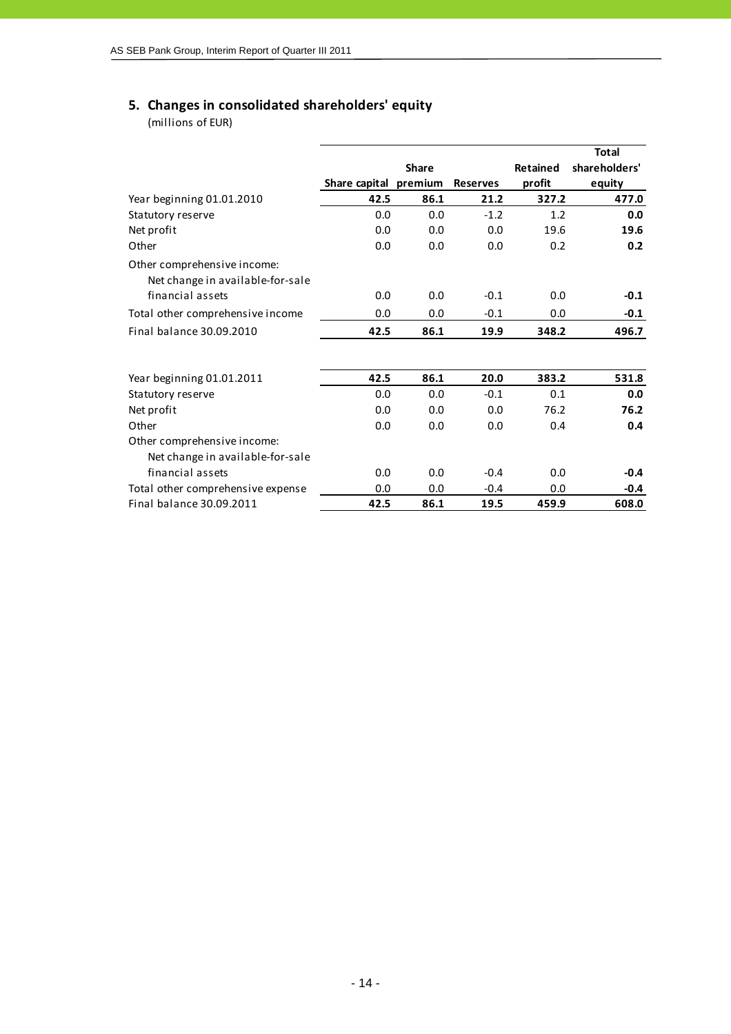## 5. Changes in consolidated shareholders' equity

(millions of EUR)

| | Share capital | Share premium | Reserves | Retained profit | Total shareholders' equity |
|---|---|---|---|---|---|
| Year beginning 01.01.2010 | **42.5** | **86.1** | **21.2** | **327.2** | **477.0** |
| Statutory reserve | 0.0 | 0.0 | -1.2 | 1.2 | **0.0** |
| Net profit | 0.0 | 0.0 | 0.0 | 19.6 | **19.6** |
| Other | 0.0 | 0.0 | 0.0 | 0.2 | **0.2** |
| Other comprehensive income: | | | | | |
| Net change in available-for-sale financial assets | 0.0 | 0.0 | -0.1 | 0.0 | **-0.1** |
| Total other comprehensive income | 0.0 | 0.0 | -0.1 | 0.0 | **-0.1** |
| Final balance 30.09.2010 | **42.5** | **86.1** | **19.9** | **348.2** | **496.7** |
| | | | | | |
| Year beginning 01.01.2011 | **42.5** | **86.1** | **20.0** | **383.2** | **531.8** |
| Statutory reserve | 0.0 | 0.0 | -0.1 | 0.1 | **0.0** |
| Net profit | 0.0 | 0.0 | 0.0 | 76.2 | **76.2** |
| Other | 0.0 | 0.0 | 0.0 | 0.4 | **0.4** |
| Other comprehensive income: | | | | | |
| Net change in available-for-sale financial assets | 0.0 | 0.0 | -0.4 | 0.0 | **-0.4** |
| Total other comprehensive expense | 0.0 | 0.0 | -0.4 | 0.0 | **-0.4** |
| Final balance 30.09.2011 | **42.5** | **86.1** | **19.5** | **459.9** | **608.0** |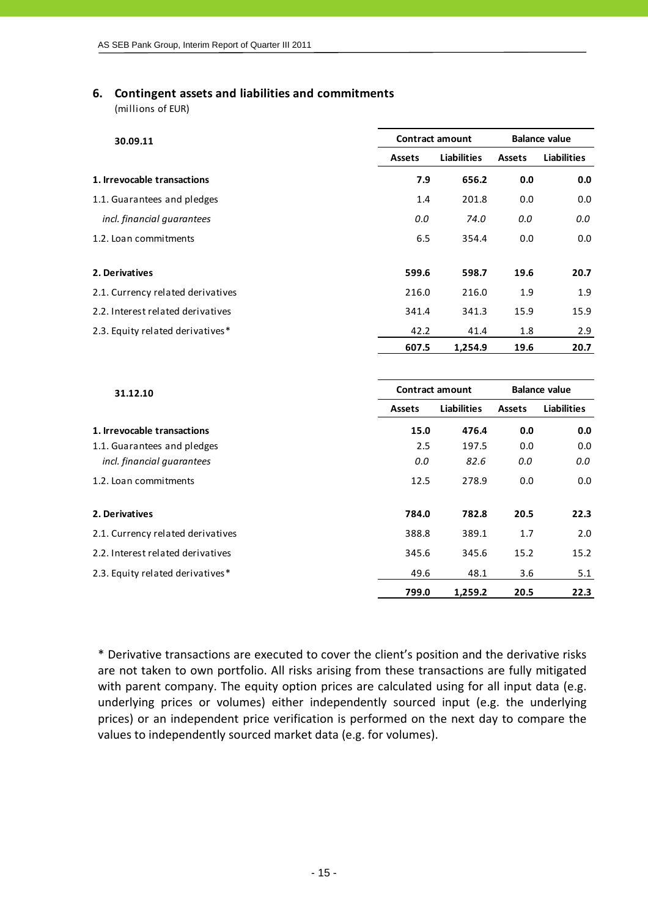## 6. Contingent assets and liabilities and commitments

(millions of EUR)

| 30.09.11 | Contract amount | | Balance value | |
|---|---|---|---|---|
| | Assets | Liabilities | Assets | Liabilities |
| **1. Irrevocable transactions** | **7.9** | **656.2** | **0.0** | **0.0** |
| 1.1. Guarantees and pledges | 1.4 | 201.8 | 0.0 | 0.0 |
| *incl. financial guarantees* | *0.0* | *74.0* | *0.0* | *0.0* |
| 1.2. Loan commitments | 6.5 | 354.4 | 0.0 | 0.0 |
| **2. Derivatives** | **599.6** | **598.7** | **19.6** | **20.7** |
| 2.1. Currency related derivatives | 216.0 | 216.0 | 1.9 | 1.9 |
| 2.2. Interest related derivatives | 341.4 | 341.3 | 15.9 | 15.9 |
| 2.3. Equity related derivatives* | 42.2 | 41.4 | 1.8 | 2.9 |
| | **607.5** | **1,254.9** | **19.6** | **20.7** |

| 31.12.10 | Contract amount | | Balance value | |
|---|---|---|---|---|
| | Assets | Liabilities | Assets | Liabilities |
| **1. Irrevocable transactions** | **15.0** | **476.4** | **0.0** | **0.0** |
| 1.1. Guarantees and pledges | 2.5 | 197.5 | 0.0 | 0.0 |
| *incl. financial guarantees* | *0.0* | *82.6* | *0.0* | *0.0* |
| 1.2. Loan commitments | 12.5 | 278.9 | 0.0 | 0.0 |
| **2. Derivatives** | **784.0** | **782.8** | **20.5** | **22.3** |
| 2.1. Currency related derivatives | 388.8 | 389.1 | 1.7 | 2.0 |
| 2.2. Interest related derivatives | 345.6 | 345.6 | 15.2 | 15.2 |
| 2.3. Equity related derivatives* | 49.6 | 48.1 | 3.6 | 5.1 |
| | **799.0** | **1,259.2** | **20.5** | **22.3** |

* Derivative transactions are executed to cover the client's position and the derivative risks are not taken to own portfolio. All risks arising from these transactions are fully mitigated with parent company. The equity option prices are calculated using for all input data (e.g. underlying prices or volumes) either independently sourced input (e.g. the underlying prices) or an independent price verification is performed on the next day to compare the values to independently sourced market data (e.g. for volumes).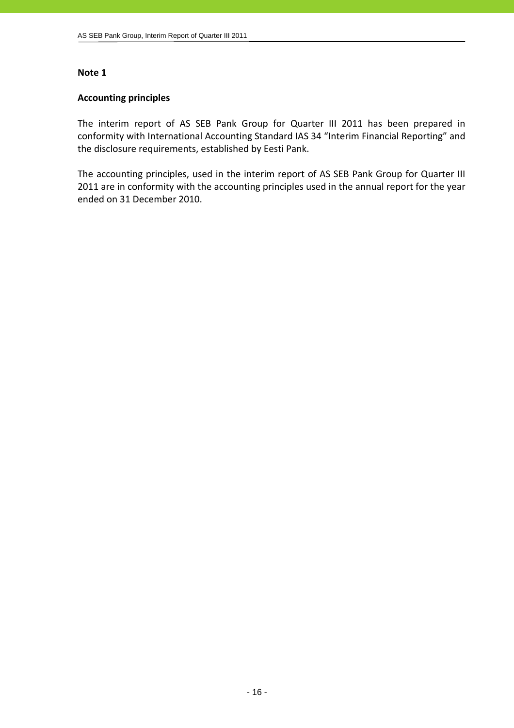## Note 1

### Accounting principles

The interim report of AS SEB Pank Group for Quarter III 2011 has been prepared in conformity with International Accounting Standard IAS 34 "Interim Financial Reporting" and the disclosure requirements, established by Eesti Pank.

The accounting principles, used in the interim report of AS SEB Pank Group for Quarter III 2011 are in conformity with the accounting principles used in the annual report for the year ended on 31 December 2010.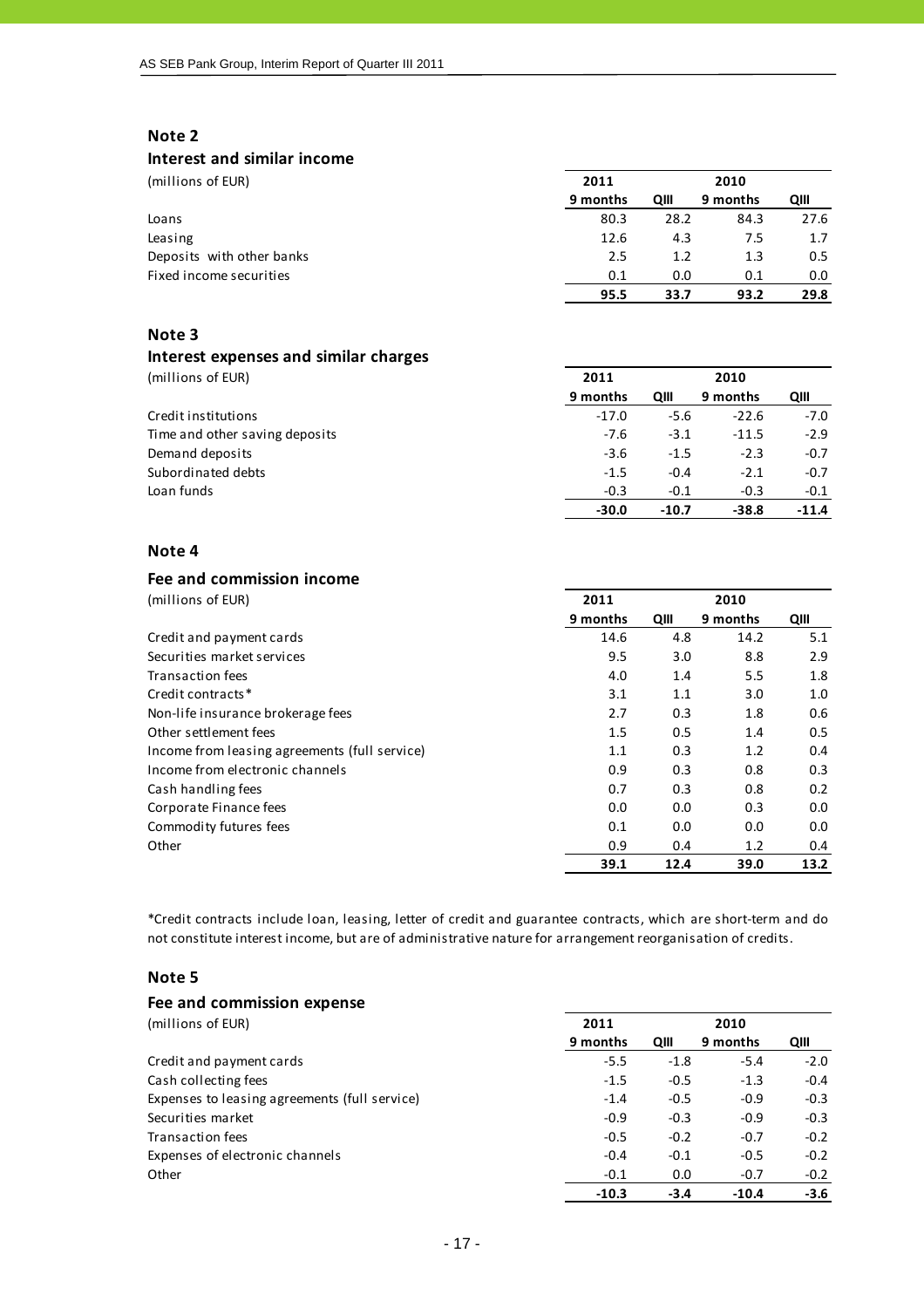## Note 2

### Interest and similar income

| (millions of EUR) | 2011 | | 2010 | |
|---|---|---|---|---|
| | 9 months | QIII | 9 months | QIII |
| Loans | 80.3 | 28.2 | 84.3 | 27.6 |
| Leasing | 12.6 | 4.3 | 7.5 | 1.7 |
| Deposits with other banks | 2.5 | 1.2 | 1.3 | 0.5 |
| Fixed income securities | 0.1 | 0.0 | 0.1 | 0.0 |
| | **95.5** | **33.7** | **93.2** | **29.8** |

## Note 3

### Interest expenses and similar charges

| (millions of EUR) | 2011 | | 2010 | |
|---|---|---|---|---|
| | 9 months | QIII | 9 months | QIII |
| Credit institutions | -17.0 | -5.6 | -22.6 | -7.0 |
| Time and other saving deposits | -7.6 | -3.1 | -11.5 | -2.9 |
| Demand deposits | -3.6 | -1.5 | -2.3 | -0.7 |
| Subordinated debts | -1.5 | -0.4 | -2.1 | -0.7 |
| Loan funds | -0.3 | -0.1 | -0.3 | -0.1 |
| | **-30.0** | **-10.7** | **-38.8** | **-11.4** |

## Note 4

### Fee and commission income

| (millions of EUR) | 2011 | | 2010 | |
|---|---|---|---|---|
| | 9 months | QIII | 9 months | QIII |
| Credit and payment cards | 14.6 | 4.8 | 14.2 | 5.1 |
| Securities market services | 9.5 | 3.0 | 8.8 | 2.9 |
| Transaction fees | 4.0 | 1.4 | 5.5 | 1.8 |
| Credit contracts* | 3.1 | 1.1 | 3.0 | 1.0 |
| Non-life insurance brokerage fees | 2.7 | 0.3 | 1.8 | 0.6 |
| Other settlement fees | 1.5 | 0.5 | 1.4 | 0.5 |
| Income from leasing agreements (full service) | 1.1 | 0.3 | 1.2 | 0.4 |
| Income from electronic channels | 0.9 | 0.3 | 0.8 | 0.3 |
| Cash handling fees | 0.7 | 0.3 | 0.8 | 0.2 |
| Corporate Finance fees | 0.0 | 0.0 | 0.3 | 0.0 |
| Commodity futures fees | 0.1 | 0.0 | 0.0 | 0.0 |
| Other | 0.9 | 0.4 | 1.2 | 0.4 |
| | **39.1** | **12.4** | **39.0** | **13.2** |

*Credit contracts include loan, leasing, letter of credit and guarantee contracts, which are short-term and do not constitute interest income, but are of administrative nature for arrangement reorganisation of credits.

## Note 5

### Fee and commission expense

| (millions of EUR) | 2011 | | 2010 | |
|---|---|---|---|---|
| | 9 months | QIII | 9 months | QIII |
| Credit and payment cards | -5.5 | -1.8 | -5.4 | -2.0 |
| Cash collecting fees | -1.5 | -0.5 | -1.3 | -0.4 |
| Expenses to leasing agreements (full service) | -1.4 | -0.5 | -0.9 | -0.3 |
| Securities market | -0.9 | -0.3 | -0.9 | -0.3 |
| Transaction fees | -0.5 | -0.2 | -0.7 | -0.2 |
| Expenses of electronic channels | -0.4 | -0.1 | -0.5 | -0.2 |
| Other | -0.1 | 0.0 | -0.7 | -0.2 |
| | **-10.3** | **-3.4** | **-10.4** | **-3.6** |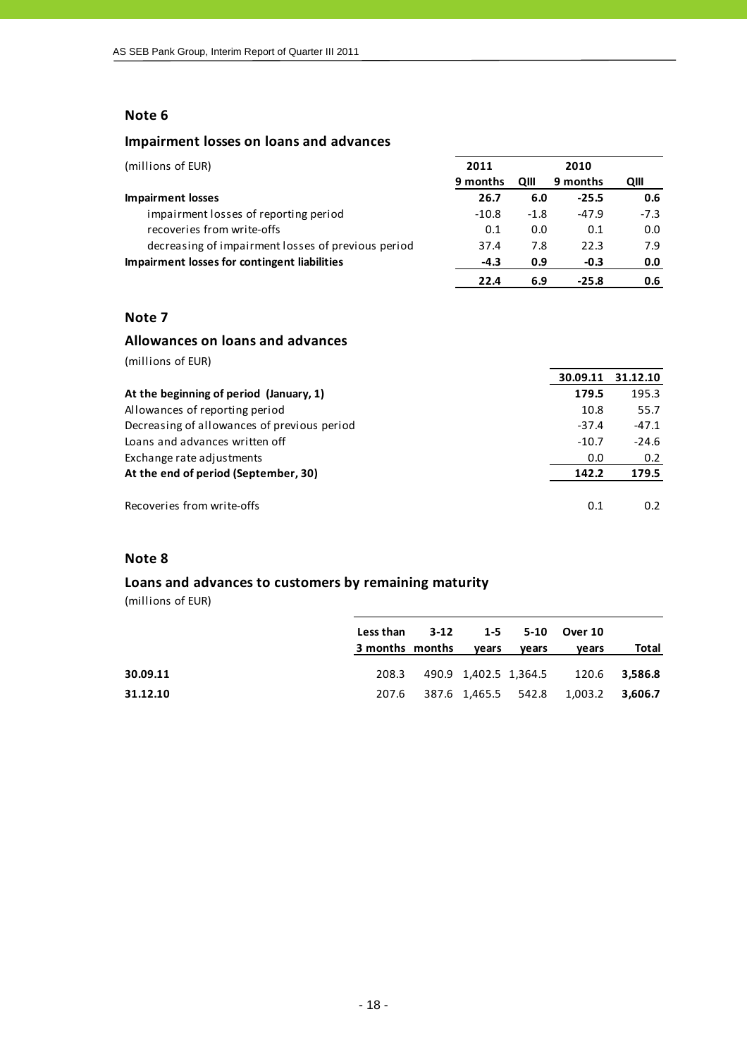## Note 6

### Impairment losses on loans and advances

| (millions of EUR) | 2011 | | 2010 | |
|---|---|---|---|---|
| | 9 months | QIII | 9 months | QIII |
| **Impairment losses** | **26.7** | **6.0** | **-25.5** | **0.6** |
| impairment losses of reporting period | -10.8 | -1.8 | -47.9 | -7.3 |
| recoveries from write-offs | 0.1 | 0.0 | 0.1 | 0.0 |
| decreasing of impairment losses of previous period | 37.4 | 7.8 | 22.3 | 7.9 |
| **Impairment losses for contingent liabilities** | **-4.3** | **0.9** | **-0.3** | **0.0** |
| | **22.4** | **6.9** | **-25.8** | **0.6** |

## Note 7

### Allowances on loans and advances

(millions of EUR)

| | 30.09.11 | 31.12.10 |
|---|---|---|
| **At the beginning of period (January, 1)** | **179.5** | 195.3 |
| Allowances of reporting period | 10.8 | 55.7 |
| Decreasing of allowances of previous period | -37.4 | -47.1 |
| Loans and advances written off | -10.7 | -24.6 |
| Exchange rate adjustments | 0.0 | 0.2 |
| **At the end of period (September, 30)** | **142.2** | **179.5** |
| | | |
| Recoveries from write-offs | 0.1 | 0.2 |

## Note 8

### Loans and advances to customers by remaining maturity

(millions of EUR)

| | Less than 3 months | 3-12 months | 1-5 years | 5-10 years | Over 10 years | Total |
|---|---|---|---|---|---|---|
| **30.09.11** | 208.3 | 490.9 | 1,402.5 | 1,364.5 | 120.6 | **3,586.8** |
| **31.12.10** | 207.6 | 387.6 | 1,465.5 | 542.8 | 1,003.2 | **3,606.7** |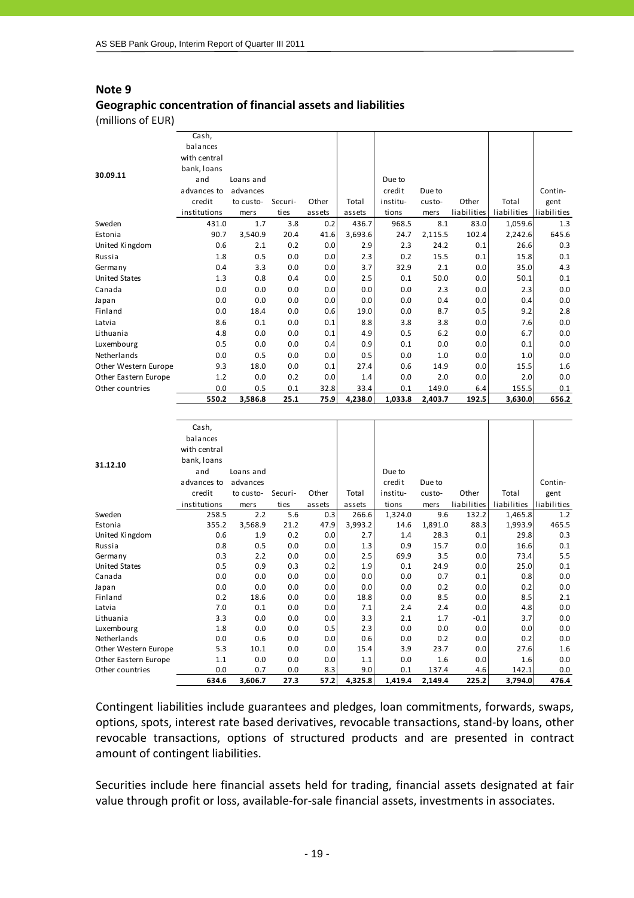## Note 9

### Geographic concentration of financial assets and liabilities

(millions of EUR)

| 30.09.11 | Cash, balances with central bank, loans and advances to credit institutions | Loans and advances to customers | Securities | Other assets | Total assets | Due to credit institutions | Due to customers | Other liabilities | Total liabilities | Contingent liabilities |
|---|---|---|---|---|---|---|---|---|---|---|
| Sweden | 431.0 | 1.7 | 3.8 | 0.2 | 436.7 | 968.5 | 8.1 | 83.0 | 1,059.6 | 1.3 |
| Estonia | 90.7 | 3,540.9 | 20.4 | 41.6 | 3,693.6 | 24.7 | 2,115.5 | 102.4 | 2,242.6 | 645.6 |
| United Kingdom | 0.6 | 2.1 | 0.2 | 0.0 | 2.9 | 2.3 | 24.2 | 0.1 | 26.6 | 0.3 |
| Russia | 1.8 | 0.5 | 0.0 | 0.0 | 2.3 | 0.2 | 15.5 | 0.1 | 15.8 | 0.1 |
| Germany | 0.4 | 3.3 | 0.0 | 0.0 | 3.7 | 32.9 | 2.1 | 0.0 | 35.0 | 4.3 |
| United States | 1.3 | 0.8 | 0.4 | 0.0 | 2.5 | 0.1 | 50.0 | 0.0 | 50.1 | 0.1 |
| Canada | 0.0 | 0.0 | 0.0 | 0.0 | 0.0 | 0.0 | 2.3 | 0.0 | 2.3 | 0.0 |
| Japan | 0.0 | 0.0 | 0.0 | 0.0 | 0.0 | 0.0 | 0.4 | 0.0 | 0.4 | 0.0 |
| Finland | 0.0 | 18.4 | 0.0 | 0.6 | 19.0 | 0.0 | 8.7 | 0.5 | 9.2 | 2.8 |
| Latvia | 8.6 | 0.1 | 0.0 | 0.1 | 8.8 | 3.8 | 3.8 | 0.0 | 7.6 | 0.0 |
| Lithuania | 4.8 | 0.0 | 0.0 | 0.1 | 4.9 | 0.5 | 6.2 | 0.0 | 6.7 | 0.0 |
| Luxembourg | 0.5 | 0.0 | 0.0 | 0.4 | 0.9 | 0.1 | 0.0 | 0.0 | 0.1 | 0.0 |
| Netherlands | 0.0 | 0.5 | 0.0 | 0.0 | 0.5 | 0.0 | 1.0 | 0.0 | 1.0 | 0.0 |
| Other Western Europe | 9.3 | 18.0 | 0.0 | 0.1 | 27.4 | 0.6 | 14.9 | 0.0 | 15.5 | 1.6 |
| Other Eastern Europe | 1.2 | 0.0 | 0.2 | 0.0 | 1.4 | 0.0 | 2.0 | 0.0 | 2.0 | 0.0 |
| Other countries | 0.0 | 0.5 | 0.1 | 32.8 | 33.4 | 0.1 | 149.0 | 6.4 | 155.5 | 0.1 |
| | **550.2** | **3,586.8** | **25.1** | **75.9** | **4,238.0** | **1,033.8** | **2,403.7** | **192.5** | **3,630.0** | **656.2** |

| 31.12.10 | Cash, balances with central bank, loans and advances to credit institutions | Loans and advances to customers | Securities | Other assets | Total assets | Due to credit institutions | Due to customers | Other liabilities | Total liabilities | Contingent liabilities |
|---|---|---|---|---|---|---|---|---|---|---|
| Sweden | 258.5 | 2.2 | 5.6 | 0.3 | 266.6 | 1,324.0 | 9.6 | 132.2 | 1,465.8 | 1.2 |
| Estonia | 355.2 | 3,568.9 | 21.2 | 47.9 | 3,993.2 | 14.6 | 1,891.0 | 88.3 | 1,993.9 | 465.5 |
| United Kingdom | 0.6 | 1.9 | 0.2 | 0.0 | 2.7 | 1.4 | 28.3 | 0.1 | 29.8 | 0.3 |
| Russia | 0.8 | 0.5 | 0.0 | 0.0 | 1.3 | 0.9 | 15.7 | 0.0 | 16.6 | 0.1 |
| Germany | 0.3 | 2.2 | 0.0 | 0.0 | 2.5 | 69.9 | 3.5 | 0.0 | 73.4 | 5.5 |
| United States | 0.5 | 0.9 | 0.3 | 0.2 | 1.9 | 0.1 | 24.9 | 0.0 | 25.0 | 0.1 |
| Canada | 0.0 | 0.0 | 0.0 | 0.0 | 0.0 | 0.0 | 0.7 | 0.1 | 0.8 | 0.0 |
| Japan | 0.0 | 0.0 | 0.0 | 0.0 | 0.0 | 0.0 | 0.2 | 0.0 | 0.2 | 0.0 |
| Finland | 0.2 | 18.6 | 0.0 | 0.0 | 18.8 | 0.0 | 8.5 | 0.0 | 8.5 | 2.1 |
| Latvia | 7.0 | 0.1 | 0.0 | 0.0 | 7.1 | 2.4 | 2.4 | 0.0 | 4.8 | 0.0 |
| Lithuania | 3.3 | 0.0 | 0.0 | 0.0 | 3.3 | 2.1 | 1.7 | -0.1 | 3.7 | 0.0 |
| Luxembourg | 1.8 | 0.0 | 0.0 | 0.5 | 2.3 | 0.0 | 0.0 | 0.0 | 0.0 | 0.0 |
| Netherlands | 0.0 | 0.6 | 0.0 | 0.0 | 0.6 | 0.0 | 0.2 | 0.0 | 0.2 | 0.0 |
| Other Western Europe | 5.3 | 10.1 | 0.0 | 0.0 | 15.4 | 3.9 | 23.7 | 0.0 | 27.6 | 1.6 |
| Other Eastern Europe | 1.1 | 0.0 | 0.0 | 0.0 | 1.1 | 0.0 | 1.6 | 0.0 | 1.6 | 0.0 |
| Other countries | 0.0 | 0.7 | 0.0 | 8.3 | 9.0 | 0.1 | 137.4 | 4.6 | 142.1 | 0.0 |
| | **634.6** | **3,606.7** | **27.3** | **57.2** | **4,325.8** | **1,419.4** | **2,149.4** | **225.2** | **3,794.0** | **476.4** |

Contingent liabilities include guarantees and pledges, loan commitments, forwards, swaps, options, spots, interest rate based derivatives, revocable transactions, stand-by loans, other revocable transactions, options of structured products and are presented in contract amount of contingent liabilities.

Securities include here financial assets held for trading, financial assets designated at fair value through profit or loss, available-for-sale financial assets, investments in associates.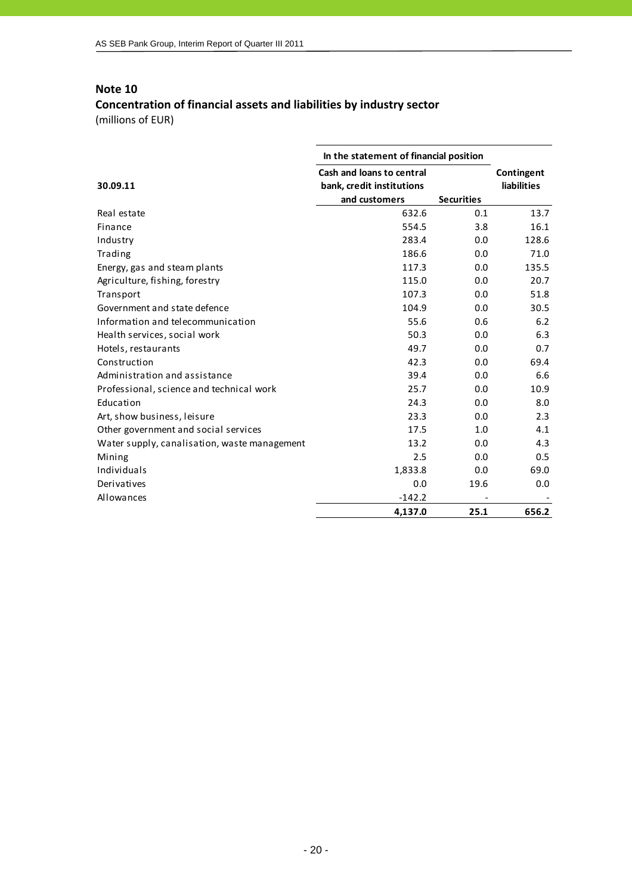## Note 10

### Concentration of financial assets and liabilities by industry sector

(millions of EUR)

| 30.09.11 | In the statement of financial position | | Contingent liabilities |
|---|---|---|---|
| | Cash and loans to central bank, credit institutions and customers | Securities | |
| Real estate | 632.6 | 0.1 | 13.7 |
| Finance | 554.5 | 3.8 | 16.1 |
| Industry | 283.4 | 0.0 | 128.6 |
| Trading | 186.6 | 0.0 | 71.0 |
| Energy, gas and steam plants | 117.3 | 0.0 | 135.5 |
| Agriculture, fishing, forestry | 115.0 | 0.0 | 20.7 |
| Transport | 107.3 | 0.0 | 51.8 |
| Government and state defence | 104.9 | 0.0 | 30.5 |
| Information and telecommunication | 55.6 | 0.6 | 6.2 |
| Health services, social work | 50.3 | 0.0 | 6.3 |
| Hotels, restaurants | 49.7 | 0.0 | 0.7 |
| Construction | 42.3 | 0.0 | 69.4 |
| Administration and assistance | 39.4 | 0.0 | 6.6 |
| Professional, science and technical work | 25.7 | 0.0 | 10.9 |
| Education | 24.3 | 0.0 | 8.0 |
| Art, show business, leisure | 23.3 | 0.0 | 2.3 |
| Other government and social services | 17.5 | 1.0 | 4.1 |
| Water supply, canalisation, waste management | 13.2 | 0.0 | 4.3 |
| Mining | 2.5 | 0.0 | 0.5 |
| Individuals | 1,833.8 | 0.0 | 69.0 |
| Derivatives | 0.0 | 19.6 | 0.0 |
| Allowances | -142.2 | - | - |
| | **4,137.0** | **25.1** | **656.2** |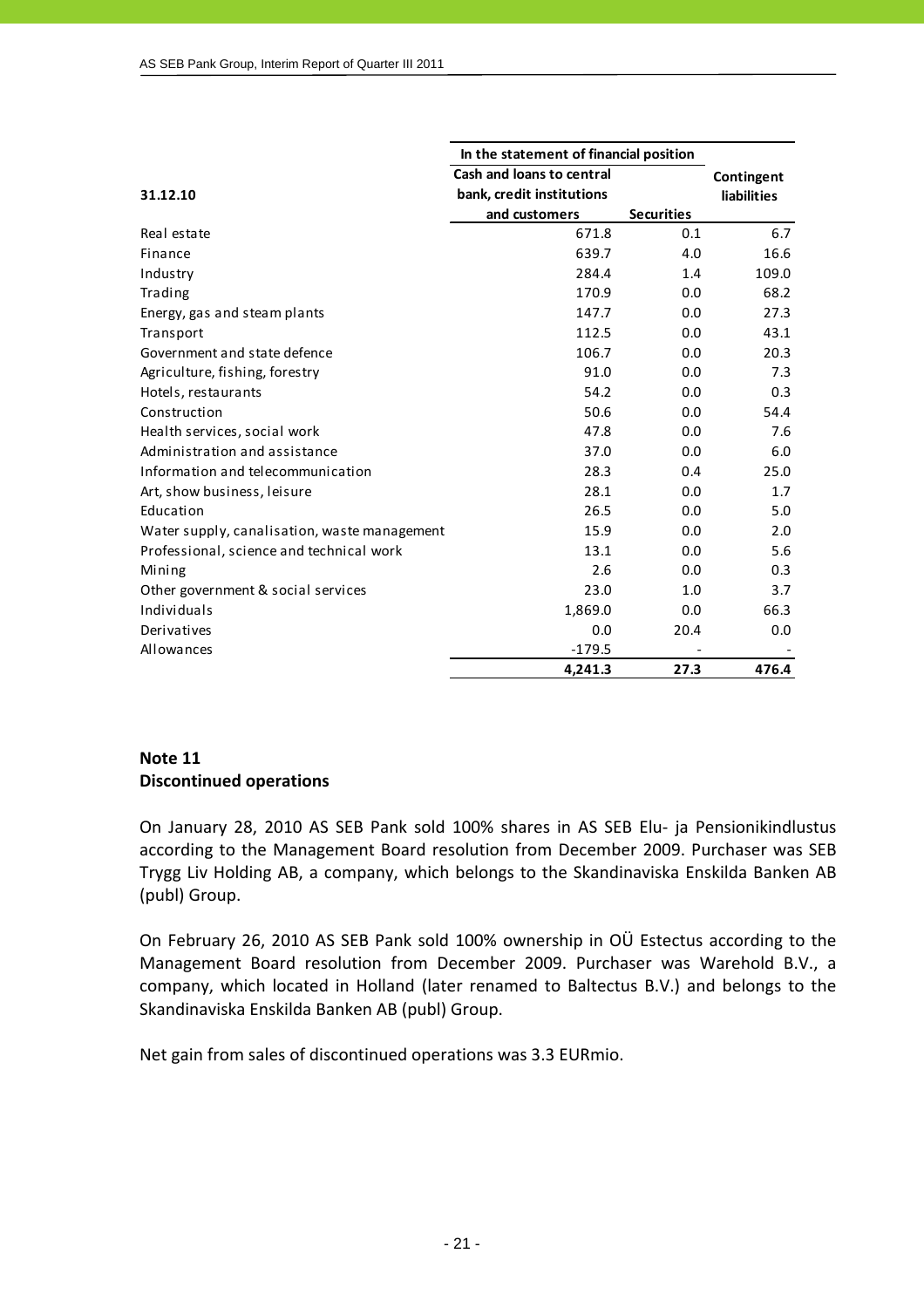| 31.12.10 | In the statement of financial position | | Contingent liabilities |
|---|---|---|---|
| | Cash and loans to central bank, credit institutions and customers | Securities | |
| Real estate | 671.8 | 0.1 | 6.7 |
| Finance | 639.7 | 4.0 | 16.6 |
| Industry | 284.4 | 1.4 | 109.0 |
| Trading | 170.9 | 0.0 | 68.2 |
| Energy, gas and steam plants | 147.7 | 0.0 | 27.3 |
| Transport | 112.5 | 0.0 | 43.1 |
| Government and state defence | 106.7 | 0.0 | 20.3 |
| Agriculture, fishing, forestry | 91.0 | 0.0 | 7.3 |
| Hotels, restaurants | 54.2 | 0.0 | 0.3 |
| Construction | 50.6 | 0.0 | 54.4 |
| Health services, social work | 47.8 | 0.0 | 7.6 |
| Administration and assistance | 37.0 | 0.0 | 6.0 |
| Information and telecommunication | 28.3 | 0.4 | 25.0 |
| Art, show business, leisure | 28.1 | 0.0 | 1.7 |
| Education | 26.5 | 0.0 | 5.0 |
| Water supply, canalisation, waste management | 15.9 | 0.0 | 2.0 |
| Professional, science and technical work | 13.1 | 0.0 | 5.6 |
| Mining | 2.6 | 0.0 | 0.3 |
| Other government & social services | 23.0 | 1.0 | 3.7 |
| Individuals | 1,869.0 | 0.0 | 66.3 |
| Derivatives | 0.0 | 20.4 | 0.0 |
| Allowances | -179.5 | - | - |
| | **4,241.3** | **27.3** | **476.4** |

## Note 11
## Discontinued operations

On January 28, 2010 AS SEB Pank sold 100% shares in AS SEB Elu- ja Pensionikindlustus according to the Management Board resolution from December 2009. Purchaser was SEB Trygg Liv Holding AB, a company, which belongs to the Skandinaviska Enskilda Banken AB (publ) Group.

On February 26, 2010 AS SEB Pank sold 100% ownership in OÜ Estectus according to the Management Board resolution from December 2009. Purchaser was Warehold B.V., a company, which located in Holland (later renamed to Baltectus B.V.) and belongs to the Skandinaviska Enskilda Banken AB (publ) Group.

Net gain from sales of discontinued operations was 3.3 EURmio.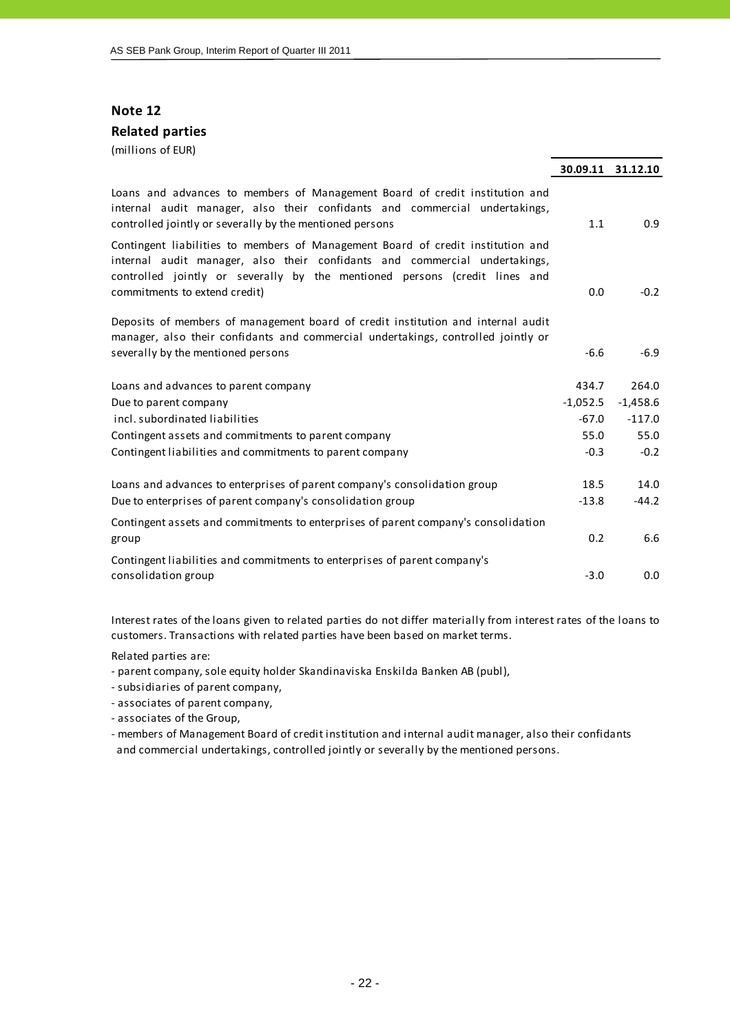## Note 12

### Related parties

(millions of EUR)

| | 30.09.11 | 31.12.10 |
|---|---|---|
| Loans and advances to members of Management Board of credit institution and internal audit manager, also their confidants and commercial undertakings, controlled jointly or severally by the mentioned persons | 1.1 | 0.9 |
| Contingent liabilities to members of Management Board of credit institution and internal audit manager, also their confidants and commercial undertakings, controlled jointly or severally by the mentioned persons (credit lines and commitments to extend credit) | 0.0 | -0.2 |
| Deposits of members of management board of credit institution and internal audit manager, also their confidants and commercial undertakings, controlled jointly or severally by the mentioned persons | -6.6 | -6.9 |
| Loans and advances to parent company | 434.7 | 264.0 |
| Due to parent company | -1,052.5 | -1,458.6 |
| incl. subordinated liabilities | -67.0 | -117.0 |
| Contingent assets and commitments to parent company | 55.0 | 55.0 |
| Contingent liabilities and commitments to parent company | -0.3 | -0.2 |
| Loans and advances to enterprises of parent company's consolidation group | 18.5 | 14.0 |
| Due to enterprises of parent company's consolidation group | -13.8 | -44.2 |
| Contingent assets and commitments to enterprises of parent company's consolidation group | 0.2 | 6.6 |
| Contingent liabilities and commitments to enterprises of parent company's consolidation group | -3.0 | 0.0 |

Interest rates of the loans given to related parties do not differ materially from interest rates of the loans to customers. Transactions with related parties have been based on market terms.

Related parties are:

- parent company, sole equity holder Skandinaviska Enskilda Banken AB (publ),
- subsidiaries of parent company,
- associates of parent company,
- associates of the Group,
- members of Management Board of credit institution and internal audit manager, also their confidants and commercial undertakings, controlled jointly or severally by the mentioned persons.